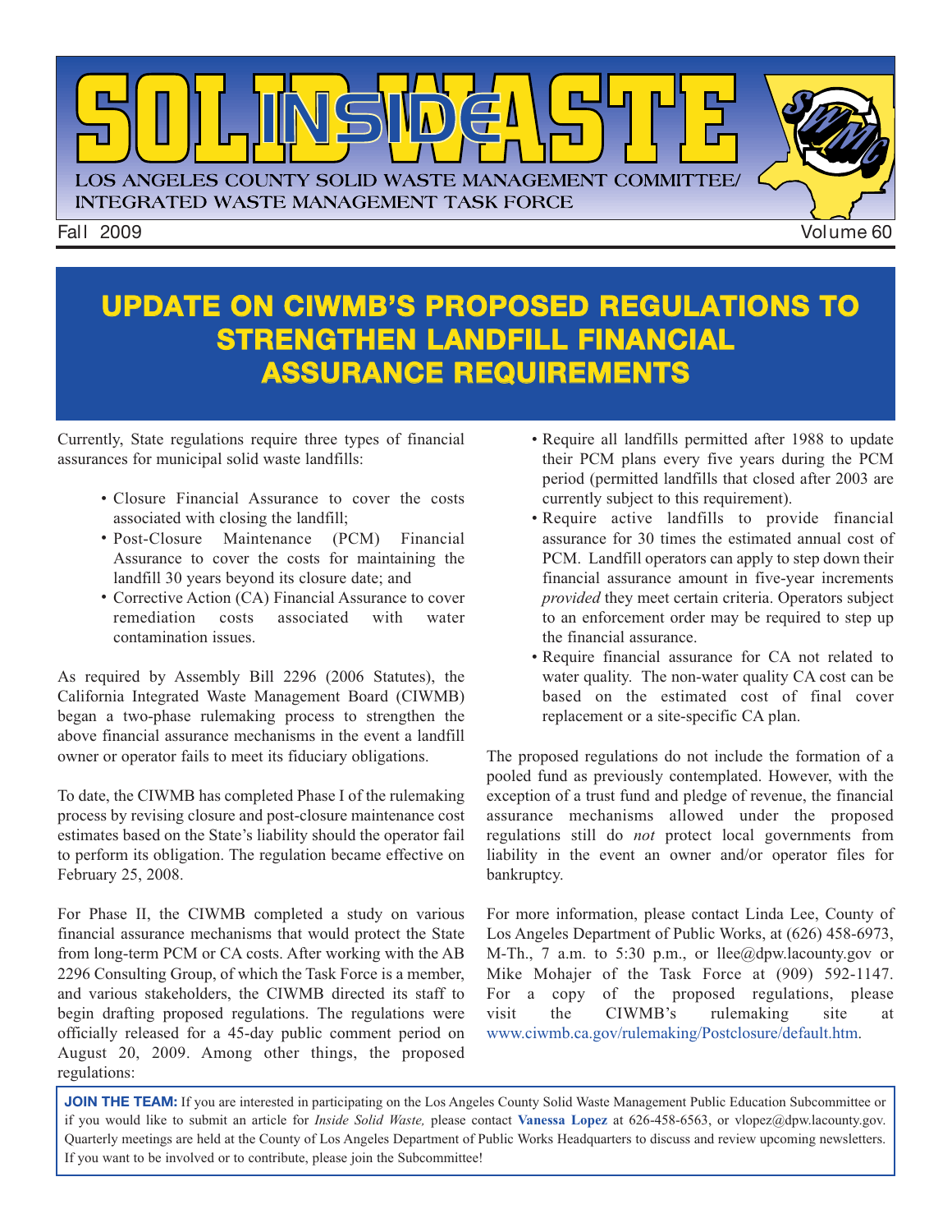# INSIDE SOLID WASTE

LOS ANGELES COUNTY SOLID WASTE MANAGEMENT COMMITTEE/
INTEGRATED WASTE MANAGEMENT TASK FORCE

Fall 2009 Volume 60

## UPDATE ON CIWMB'S PROPOSED REGULATIONS TO STRENGTHEN LANDFILL FINANCIAL ASSURANCE REQUIREMENTS

Currently, State regulations require three types of financial assurances for municipal solid waste landfills:

- Closure Financial Assurance to cover the costs associated with closing the landfill;
- Post-Closure Maintenance (PCM) Financial Assurance to cover the costs for maintaining the landfill 30 years beyond its closure date; and
- Corrective Action (CA) Financial Assurance to cover remediation costs associated with water contamination issues.

As required by Assembly Bill 2296 (2006 Statutes), the California Integrated Waste Management Board (CIWMB) began a two-phase rulemaking process to strengthen the above financial assurance mechanisms in the event a landfill owner or operator fails to meet its fiduciary obligations.

To date, the CIWMB has completed Phase I of the rulemaking process by revising closure and post-closure maintenance cost estimates based on the State's liability should the operator fail to perform its obligation. The regulation became effective on February 25, 2008.

For Phase II, the CIWMB completed a study on various financial assurance mechanisms that would protect the State from long-term PCM or CA costs. After working with the AB 2296 Consulting Group, of which the Task Force is a member, and various stakeholders, the CIWMB directed its staff to begin drafting proposed regulations. The regulations were officially released for a 45-day public comment period on August 20, 2009. Among other things, the proposed regulations:

- Require all landfills permitted after 1988 to update their PCM plans every five years during the PCM period (permitted landfills that closed after 2003 are currently subject to this requirement).
- Require active landfills to provide financial assurance for 30 times the estimated annual cost of PCM. Landfill operators can apply to step down their financial assurance amount in five-year increments *provided* they meet certain criteria. Operators subject to an enforcement order may be required to step up the financial assurance.
- Require financial assurance for CA not related to water quality. The non-water quality CA cost can be based on the estimated cost of final cover replacement or a site-specific CA plan.

The proposed regulations do not include the formation of a pooled fund as previously contemplated. However, with the exception of a trust fund and pledge of revenue, the financial assurance mechanisms allowed under the proposed regulations still do *not* protect local governments from liability in the event an owner and/or operator files for bankruptcy.

For more information, please contact Linda Lee, County of Los Angeles Department of Public Works, at (626) 458-6973, M-Th., 7 a.m. to 5:30 p.m., or llee@dpw.lacounty.gov or Mike Mohajer of the Task Force at (909) 592-1147. For a copy of the proposed regulations, please visit the CIWMB's rulemaking site at www.ciwmb.ca.gov/rulemaking/Postclosure/default.htm.

**JOIN THE TEAM:** If you are interested in participating on the Los Angeles County Solid Waste Management Public Education Subcommittee or if you would like to submit an article for *Inside Solid Waste,* please contact **Vanessa Lopez** at 626-458-6563, or vlopez@dpw.lacounty.gov. Quarterly meetings are held at the County of Los Angeles Department of Public Works Headquarters to discuss and review upcoming newsletters. If you want to be involved or to contribute, please join the Subcommittee!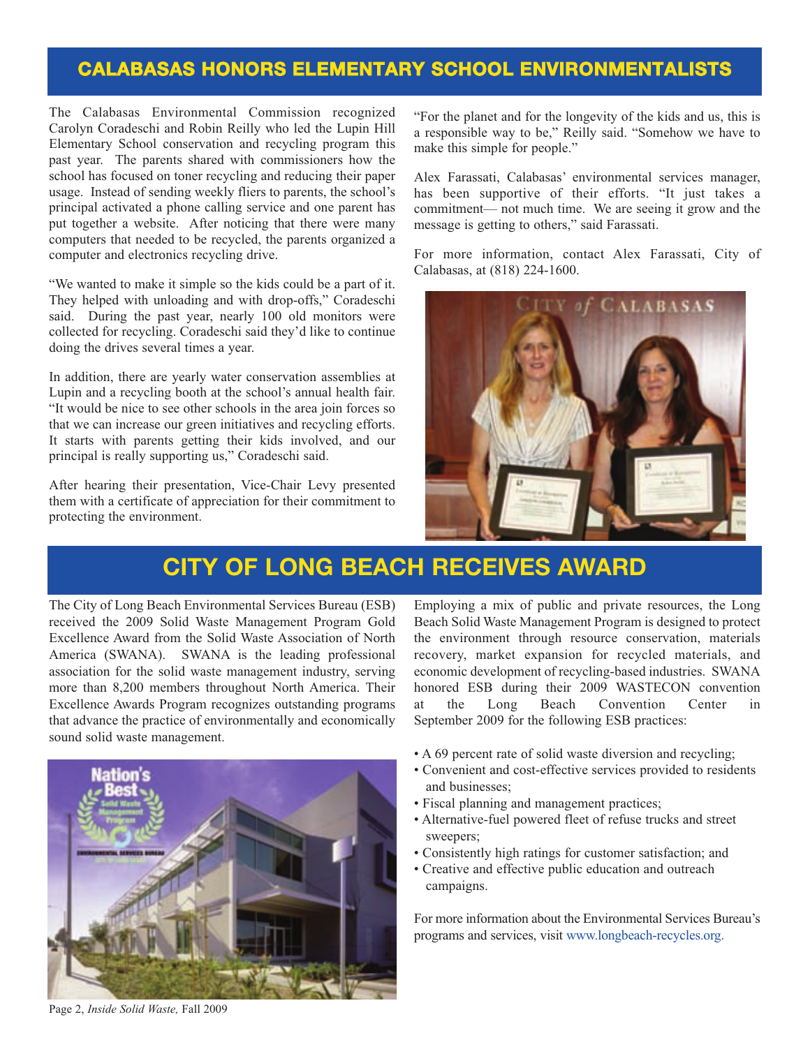## CALABASAS HONORS ELEMENTARY SCHOOL ENVIRONMENTALISTS

The Calabasas Environmental Commission recognized Carolyn Coradeschi and Robin Reilly who led the Lupin Hill Elementary School conservation and recycling program this past year. The parents shared with commissioners how the school has focused on toner recycling and reducing their paper usage. Instead of sending weekly fliers to parents, the school's principal activated a phone calling service and one parent has put together a website. After noticing that there were many computers that needed to be recycled, the parents organized a computer and electronics recycling drive.

"We wanted to make it simple so the kids could be a part of it. They helped with unloading and with drop-offs," Coradeschi said. During the past year, nearly 100 old monitors were collected for recycling. Coradeschi said they'd like to continue doing the drives several times a year.

In addition, there are yearly water conservation assemblies at Lupin and a recycling booth at the school's annual health fair. "It would be nice to see other schools in the area join forces so that we can increase our green initiatives and recycling efforts. It starts with parents getting their kids involved, and our principal is really supporting us," Coradeschi said.

After hearing their presentation, Vice-Chair Levy presented them with a certificate of appreciation for their commitment to protecting the environment.

"For the planet and for the longevity of the kids and us, this is a responsible way to be," Reilly said. "Somehow we have to make this simple for people."

Alex Farassati, Calabasas' environmental services manager, has been supportive of their efforts. "It just takes a commitment— not much time. We are seeing it grow and the message is getting to others," said Farassati.

For more information, contact Alex Farassati, City of Calabasas, at (818) 224-1600.

## CITY OF LONG BEACH RECEIVES AWARD

The City of Long Beach Environmental Services Bureau (ESB) received the 2009 Solid Waste Management Program Gold Excellence Award from the Solid Waste Association of North America (SWANA). SWANA is the leading professional association for the solid waste management industry, serving more than 8,200 members throughout North America. Their Excellence Awards Program recognizes outstanding programs that advance the practice of environmentally and economically sound solid waste management.

Employing a mix of public and private resources, the Long Beach Solid Waste Management Program is designed to protect the environment through resource conservation, materials recovery, market expansion for recycled materials, and economic development of recycling-based industries. SWANA honored ESB during their 2009 WASTECON convention at the Long Beach Convention Center in September 2009 for the following ESB practices:

- A 69 percent rate of solid waste diversion and recycling;
- Convenient and cost-effective services provided to residents and businesses;
- Fiscal planning and management practices;
- Alternative-fuel powered fleet of refuse trucks and street sweepers;
- Consistently high ratings for customer satisfaction; and
- Creative and effective public education and outreach campaigns.

For more information about the Environmental Services Bureau's programs and services, visit www.longbeach-recycles.org.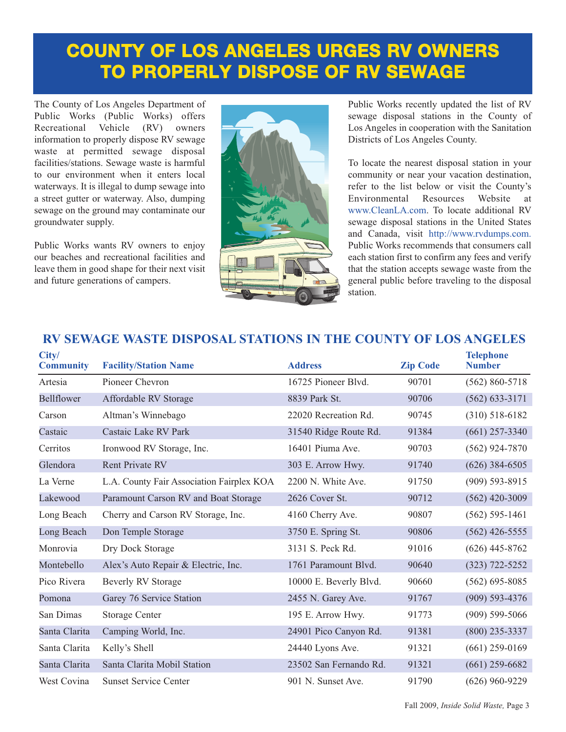# COUNTY OF LOS ANGELES URGES RV OWNERS TO PROPERLY DISPOSE OF RV SEWAGE

The County of Los Angeles Department of Public Works (Public Works) offers Recreational Vehicle (RV) owners information to properly dispose RV sewage waste at permitted sewage disposal facilities/stations. Sewage waste is harmful to our environment when it enters local waterways. It is illegal to dump sewage into a street gutter or waterway. Also, dumping sewage on the ground may contaminate our groundwater supply.

Public Works wants RV owners to enjoy our beaches and recreational facilities and leave them in good shape for their next visit and future generations of campers.

Public Works recently updated the list of RV sewage disposal stations in the County of Los Angeles in cooperation with the Sanitation Districts of Los Angeles County.

To locate the nearest disposal station in your community or near your vacation destination, refer to the list below or visit the County's Environmental Resources Website at www.CleanLA.com. To locate additional RV sewage disposal stations in the United States and Canada, visit http://www.rvdumps.com. Public Works recommends that consumers call each station first to confirm any fees and verify that the station accepts sewage waste from the general public before traveling to the disposal station.

## RV SEWAGE WASTE DISPOSAL STATIONS IN THE COUNTY OF LOS ANGELES

| City/ Community | Facility/Station Name | Address | Zip Code | Telephone Number |
|---|---|---|---|---|
| Artesia | Pioneer Chevron | 16725 Pioneer Blvd. | 90701 | (562) 860-5718 |
| Bellflower | Affordable RV Storage | 8839 Park St. | 90706 | (562) 633-3171 |
| Carson | Altman's Winnebago | 22020 Recreation Rd. | 90745 | (310) 518-6182 |
| Castaic | Castaic Lake RV Park | 31540 Ridge Route Rd. | 91384 | (661) 257-3340 |
| Cerritos | Ironwood RV Storage, Inc. | 16401 Piuma Ave. | 90703 | (562) 924-7870 |
| Glendora | Rent Private RV | 303 E. Arrow Hwy. | 91740 | (626) 384-6505 |
| La Verne | L.A. County Fair Association Fairplex KOA | 2200 N. White Ave. | 91750 | (909) 593-8915 |
| Lakewood | Paramount Carson RV and Boat Storage | 2626 Cover St. | 90712 | (562) 420-3009 |
| Long Beach | Cherry and Carson RV Storage, Inc. | 4160 Cherry Ave. | 90807 | (562) 595-1461 |
| Long Beach | Don Temple Storage | 3750 E. Spring St. | 90806 | (562) 426-5555 |
| Monrovia | Dry Dock Storage | 3131 S. Peck Rd. | 91016 | (626) 445-8762 |
| Montebello | Alex's Auto Repair & Electric, Inc. | 1761 Paramount Blvd. | 90640 | (323) 722-5252 |
| Pico Rivera | Beverly RV Storage | 10000 E. Beverly Blvd. | 90660 | (562) 695-8085 |
| Pomona | Garey 76 Service Station | 2455 N. Garey Ave. | 91767 | (909) 593-4376 |
| San Dimas | Storage Center | 195 E. Arrow Hwy. | 91773 | (909) 599-5066 |
| Santa Clarita | Camping World, Inc. | 24901 Pico Canyon Rd. | 91381 | (800) 235-3337 |
| Santa Clarita | Kelly's Shell | 24440 Lyons Ave. | 91321 | (661) 259-0169 |
| Santa Clarita | Santa Clarita Mobil Station | 23502 San Fernando Rd. | 91321 | (661) 259-6682 |
| West Covina | Sunset Service Center | 901 N. Sunset Ave. | 91790 | (626) 960-9229 |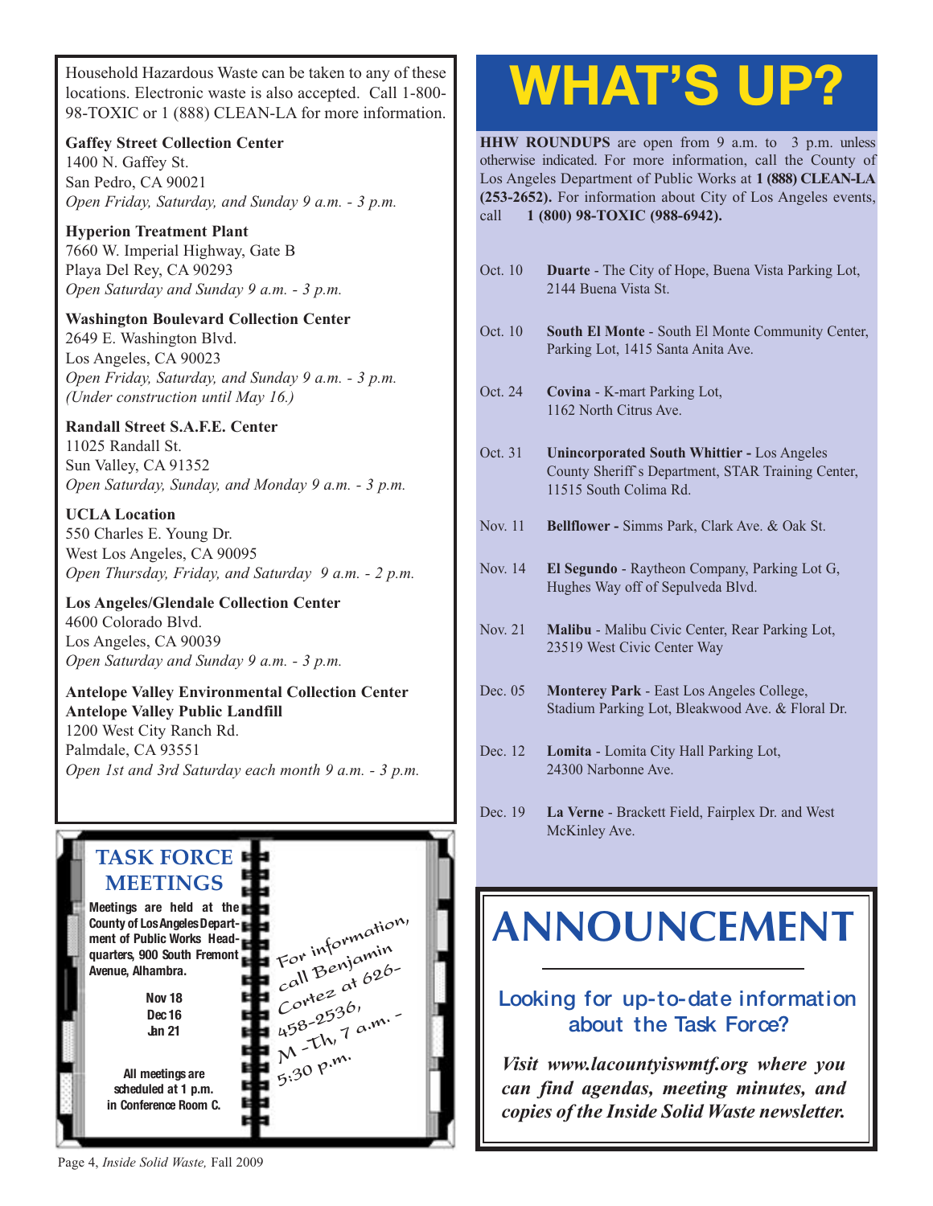Household Hazardous Waste can be taken to any of these locations. Electronic waste is also accepted. Call 1-800-98-TOXIC or 1 (888) CLEAN-LA for more information.

**Gaffey Street Collection Center**
1400 N. Gaffey St.
San Pedro, CA 90021
*Open Friday, Saturday, and Sunday 9 a.m. - 3 p.m.*

**Hyperion Treatment Plant**
7660 W. Imperial Highway, Gate B
Playa Del Rey, CA 90293
*Open Saturday and Sunday 9 a.m. - 3 p.m.*

**Washington Boulevard Collection Center**
2649 E. Washington Blvd.
Los Angeles, CA 90023
*Open Friday, Saturday, and Sunday 9 a.m. - 3 p.m.*
*(Under construction until May 16.)*

**Randall Street S.A.F.E. Center**
11025 Randall St.
Sun Valley, CA 91352
*Open Saturday, Sunday, and Monday 9 a.m. - 3 p.m.*

**UCLA Location**
550 Charles E. Young Dr.
West Los Angeles, CA 90095
*Open Thursday, Friday, and Saturday 9 a.m. - 2 p.m.*

**Los Angeles/Glendale Collection Center**
4600 Colorado Blvd.
Los Angeles, CA 90039
*Open Saturday and Sunday 9 a.m. - 3 p.m.*

**Antelope Valley Environmental Collection Center**
**Antelope Valley Public Landfill**
1200 West City Ranch Rd.
Palmdale, CA 93551
*Open 1st and 3rd Saturday each month 9 a.m. - 3 p.m.*

## TASK FORCE MEETINGS

**Meetings are held at the County of Los Angeles Department of Public Works Headquarters, 900 South Fremont Avenue, Alhambra.**

**Nov 18**
**Dec 16**
**Jan 21**

**All meetings are scheduled at 1 p.m. in Conference Room C.**

For information, call Benjamin Cortez at 626-458-2536, M-Th, 7 a.m. - 5:30 p.m.

# WHAT'S UP?

**HHW ROUNDUPS** are open from 9 a.m. to 3 p.m. unless otherwise indicated. For more information, call the County of Los Angeles Department of Public Works at **1 (888) CLEAN-LA (253-2652).** For information about City of Los Angeles events, call **1 (800) 98-TOXIC (988-6942).**

Oct. 10 — **Duarte** - The City of Hope, Buena Vista Parking Lot, 2144 Buena Vista St.

Oct. 10 — **South El Monte** - South El Monte Community Center, Parking Lot, 1415 Santa Anita Ave.

Oct. 24 — **Covina** - K-mart Parking Lot, 1162 North Citrus Ave.

Oct. 31 — **Unincorporated South Whittier -** Los Angeles County Sheriff's Department, STAR Training Center, 11515 South Colima Rd.

Nov. 11 — **Bellflower -** Simms Park, Clark Ave. & Oak St.

Nov. 14 — **El Segundo** - Raytheon Company, Parking Lot G, Hughes Way off of Sepulveda Blvd.

Nov. 21 — **Malibu** - Malibu Civic Center, Rear Parking Lot, 23519 West Civic Center Way

Dec. 05 — **Monterey Park** - East Los Angeles College, Stadium Parking Lot, Bleakwood Ave. & Floral Dr.

Dec. 12 — **Lomita** - Lomita City Hall Parking Lot, 24300 Narbonne Ave.

Dec. 19 — **La Verne** - Brackett Field, Fairplex Dr. and West McKinley Ave.

# ANNOUNCEMENT

## Looking for up-to-date information about the Task Force?

***Visit www.lacountyiswmtf.org where you can find agendas, meeting minutes, and copies of the Inside Solid Waste newsletter.***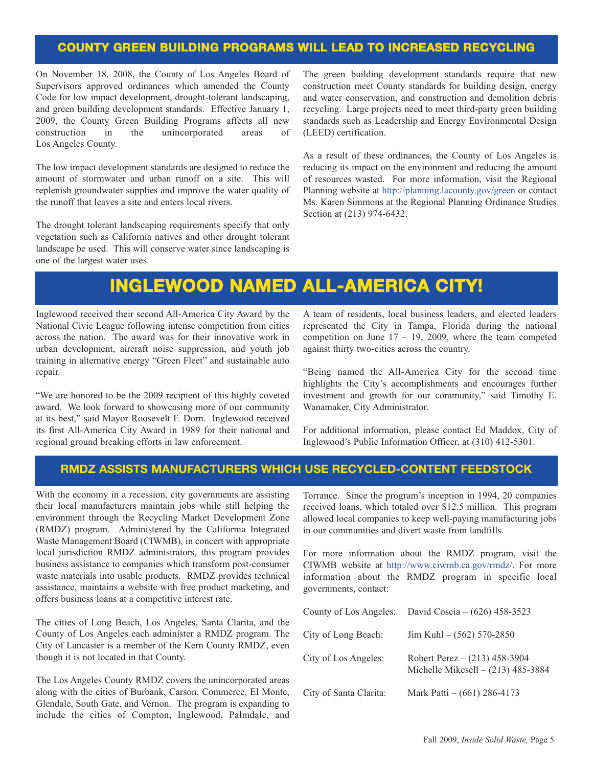## COUNTY GREEN BUILDING PROGRAMS WILL LEAD TO INCREASED RECYCLING

On November 18, 2008, the County of Los Angeles Board of Supervisors approved ordinances which amended the County Code for low impact development, drought-tolerant landscaping, and green building development standards. Effective January 1, 2009, the County Green Building Programs affects all new construction in the unincorporated areas of Los Angeles County.

The low impact development standards are designed to reduce the amount of stormwater and urban runoff on a site. This will replenish groundwater supplies and improve the water quality of the runoff that leaves a site and enters local rivers.

The drought tolerant landscaping requirements specify that only vegetation such as California natives and other drought tolerant landscape be used. This will conserve water since landscaping is one of the largest water uses.

The green building development standards require that new construction meet County standards for building design, energy and water conservation, and construction and demolition debris recycling. Large projects need to meet third-party green building standards such as Leadership and Energy Environmental Design (LEED) certification.

As a result of these ordinances, the County of Los Angeles is reducing its impact on the environment and reducing the amount of resources wasted. For more information, visit the Regional Planning website at http://planning.lacounty.gov/green or contact Ms. Karen Simmons at the Regional Planning Ordinance Studies Section at (213) 974-6432.

# INGLEWOOD NAMED ALL-AMERICA CITY!

Inglewood received their second All-America City Award by the National Civic League following intense competition from cities across the nation. The award was for their innovative work in urban development, aircraft noise suppression, and youth job training in alternative energy "Green Fleet" and sustainable auto repair.

"We are honored to be the 2009 recipient of this highly coveted award. We look forward to showcasing more of our community at its best," said Mayor Roosevelt F. Dorn. Inglewood received its first All-America City Award in 1989 for their national and regional ground breaking efforts in law enforcement.

A team of residents, local business leaders, and elected leaders represented the City in Tampa, Florida during the national competition on June 17 – 19, 2009, where the team competed against thirty two-cities across the country.

"Being named the All-America City for the second time highlights the City's accomplishments and encourages further investment and growth for our community," said Timothy E. Wanamaker, City Administrator.

For additional information, please contact Ed Maddox, City of Inglewood's Public Information Officer, at (310) 412-5301.

## RMDZ ASSISTS MANUFACTURERS WHICH USE RECYCLED-CONTENT FEEDSTOCK

With the economy in a recession, city governments are assisting their local manufacturers maintain jobs while still helping the environment through the Recycling Market Development Zone (RMDZ) program. Administered by the California Integrated Waste Management Board (CIWMB), in concert with appropriate local jurisdiction RMDZ administrators, this program provides business assistance to companies which transform post-consumer waste materials into usable products. RMDZ provides technical assistance, maintains a website with free product marketing, and offers business loans at a competitive interest rate.

The cities of Long Beach, Los Angeles, Santa Clarita, and the County of Los Angeles each administer a RMDZ program. The City of Lancaster is a member of the Kern County RMDZ, even though it is not located in that County.

The Los Angeles County RMDZ covers the unincorporated areas along with the cities of Burbank, Carson, Commerce, El Monte, Glendale, South Gate, and Vernon. The program is expanding to include the cities of Compton, Inglewood, Palmdale, and Torrance. Since the program's inception in 1994, 20 companies received loans, which totaled over $12.5 million. This program allowed local companies to keep well-paying manufacturing jobs in our communities and divert waste from landfills.

For more information about the RMDZ program, visit the CIWMB website at http://www.ciwmb.ca.gov/rmdz/. For more information about the RMDZ program in specific local governments, contact:

| | |
|---|---|
| County of Los Angeles: | David Coscia – (626) 458-3523 |
| City of Long Beach: | Jim Kuhl – (562) 570-2850 |
| City of Los Angeles: | Robert Perez – (213) 458-3904<br>Michelle Mikesell – (213) 485-3884 |
| City of Santa Clarita: | Mark Patti – (661) 286-4173 |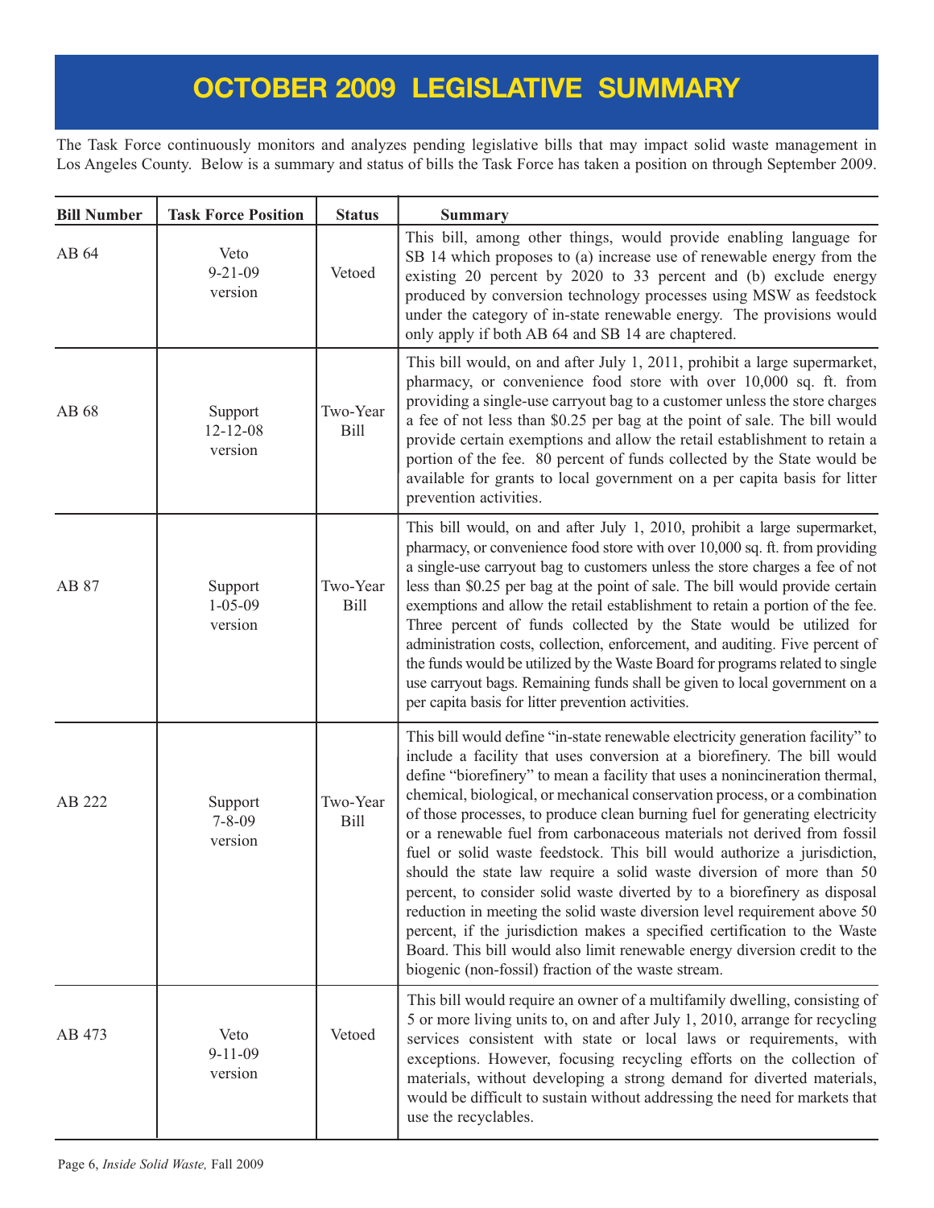# OCTOBER 2009 LEGISLATIVE SUMMARY

The Task Force continuously monitors and analyzes pending legislative bills that may impact solid waste management in Los Angeles County. Below is a summary and status of bills the Task Force has taken a position on through September 2009.

| Bill Number | Task Force Position | Status | Summary |
|---|---|---|---|
| AB 64 | Veto 9-21-09 version | Vetoed | This bill, among other things, would provide enabling language for SB 14 which proposes to (a) increase use of renewable energy from the existing 20 percent by 2020 to 33 percent and (b) exclude energy produced by conversion technology processes using MSW as feedstock under the category of in-state renewable energy. The provisions would only apply if both AB 64 and SB 14 are chaptered. |
| AB 68 | Support 12-12-08 version | Two-Year Bill | This bill would, on and after July 1, 2011, prohibit a large supermarket, pharmacy, or convenience food store with over 10,000 sq. ft. from providing a single-use carryout bag to a customer unless the store charges a fee of not less than $0.25 per bag at the point of sale. The bill would provide certain exemptions and allow the retail establishment to retain a portion of the fee. 80 percent of funds collected by the State would be available for grants to local government on a per capita basis for litter prevention activities. |
| AB 87 | Support 1-05-09 version | Two-Year Bill | This bill would, on and after July 1, 2010, prohibit a large supermarket, pharmacy, or convenience food store with over 10,000 sq. ft. from providing a single-use carryout bag to customers unless the store charges a fee of not less than $0.25 per bag at the point of sale. The bill would provide certain exemptions and allow the retail establishment to retain a portion of the fee. Three percent of funds collected by the State would be utilized for administration costs, collection, enforcement, and auditing. Five percent of the funds would be utilized by the Waste Board for programs related to single use carryout bags. Remaining funds shall be given to local government on a per capita basis for litter prevention activities. |
| AB 222 | Support 7-8-09 version | Two-Year Bill | This bill would define "in-state renewable electricity generation facility" to include a facility that uses conversion at a biorefinery. The bill would define "biorefinery" to mean a facility that uses a nonincineration thermal, chemical, biological, or mechanical conservation process, or a combination of those processes, to produce clean burning fuel for generating electricity or a renewable fuel from carbonaceous materials not derived from fossil fuel or solid waste feedstock. This bill would authorize a jurisdiction, should the state law require a solid waste diversion of more than 50 percent, to consider solid waste diverted by to a biorefinery as disposal reduction in meeting the solid waste diversion level requirement above 50 percent, if the jurisdiction makes a specified certification to the Waste Board. This bill would also limit renewable energy diversion credit to the biogenic (non-fossil) fraction of the waste stream. |
| AB 473 | Veto 9-11-09 version | Vetoed | This bill would require an owner of a multifamily dwelling, consisting of 5 or more living units to, on and after July 1, 2010, arrange for recycling services consistent with state or local laws or requirements, with exceptions. However, focusing recycling efforts on the collection of materials, without developing a strong demand for diverted materials, would be difficult to sustain without addressing the need for markets that use the recyclables. |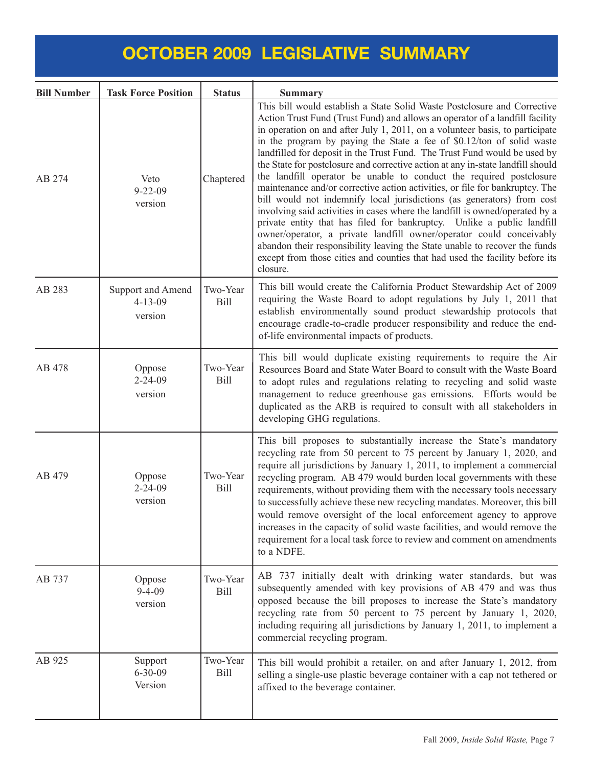# OCTOBER 2009 LEGISLATIVE SUMMARY

| Bill Number | Task Force Position | Status | Summary |
|---|---|---|---|
| AB 274 | Veto 9-22-09 version | Chaptered | This bill would establish a State Solid Waste Postclosure and Corrective Action Trust Fund (Trust Fund) and allows an operator of a landfill facility in operation on and after July 1, 2011, on a volunteer basis, to participate in the program by paying the State a fee of $0.12/ton of solid waste landfilled for deposit in the Trust Fund. The Trust Fund would be used by the State for postclosure and corrective action at any in-state landfill should the landfill operator be unable to conduct the required postclosure maintenance and/or corrective action activities, or file for bankruptcy. The bill would not indemnify local jurisdictions (as generators) from cost involving said activities in cases where the landfill is owned/operated by a private entity that has filed for bankruptcy. Unlike a public landfill owner/operator, a private landfill owner/operator could conceivably abandon their responsibility leaving the State unable to recover the funds except from those cities and counties that had used the facility before its closure. |
| AB 283 | Support and Amend 4-13-09 version | Two-Year Bill | This bill would create the California Product Stewardship Act of 2009 requiring the Waste Board to adopt regulations by July 1, 2011 that establish environmentally sound product stewardship protocols that encourage cradle-to-cradle producer responsibility and reduce the end-of-life environmental impacts of products. |
| AB 478 | Oppose 2-24-09 version | Two-Year Bill | This bill would duplicate existing requirements to require the Air Resources Board and State Water Board to consult with the Waste Board to adopt rules and regulations relating to recycling and solid waste management to reduce greenhouse gas emissions. Efforts would be duplicated as the ARB is required to consult with all stakeholders in developing GHG regulations. |
| AB 479 | Oppose 2-24-09 version | Two-Year Bill | This bill proposes to substantially increase the State's mandatory recycling rate from 50 percent to 75 percent by January 1, 2020, and require all jurisdictions by January 1, 2011, to implement a commercial recycling program. AB 479 would burden local governments with these requirements, without providing them with the necessary tools necessary to successfully achieve these new recycling mandates. Moreover, this bill would remove oversight of the local enforcement agency to approve increases in the capacity of solid waste facilities, and would remove the requirement for a local task force to review and comment on amendments to a NDFE. |
| AB 737 | Oppose 9-4-09 version | Two-Year Bill | AB 737 initially dealt with drinking water standards, but was subsequently amended with key provisions of AB 479 and was thus opposed because the bill proposes to increase the State's mandatory recycling rate from 50 percent to 75 percent by January 1, 2020, including requiring all jurisdictions by January 1, 2011, to implement a commercial recycling program. |
| AB 925 | Support 6-30-09 Version | Two-Year Bill | This bill would prohibit a retailer, on and after January 1, 2012, from selling a single-use plastic beverage container with a cap not tethered or affixed to the beverage container. |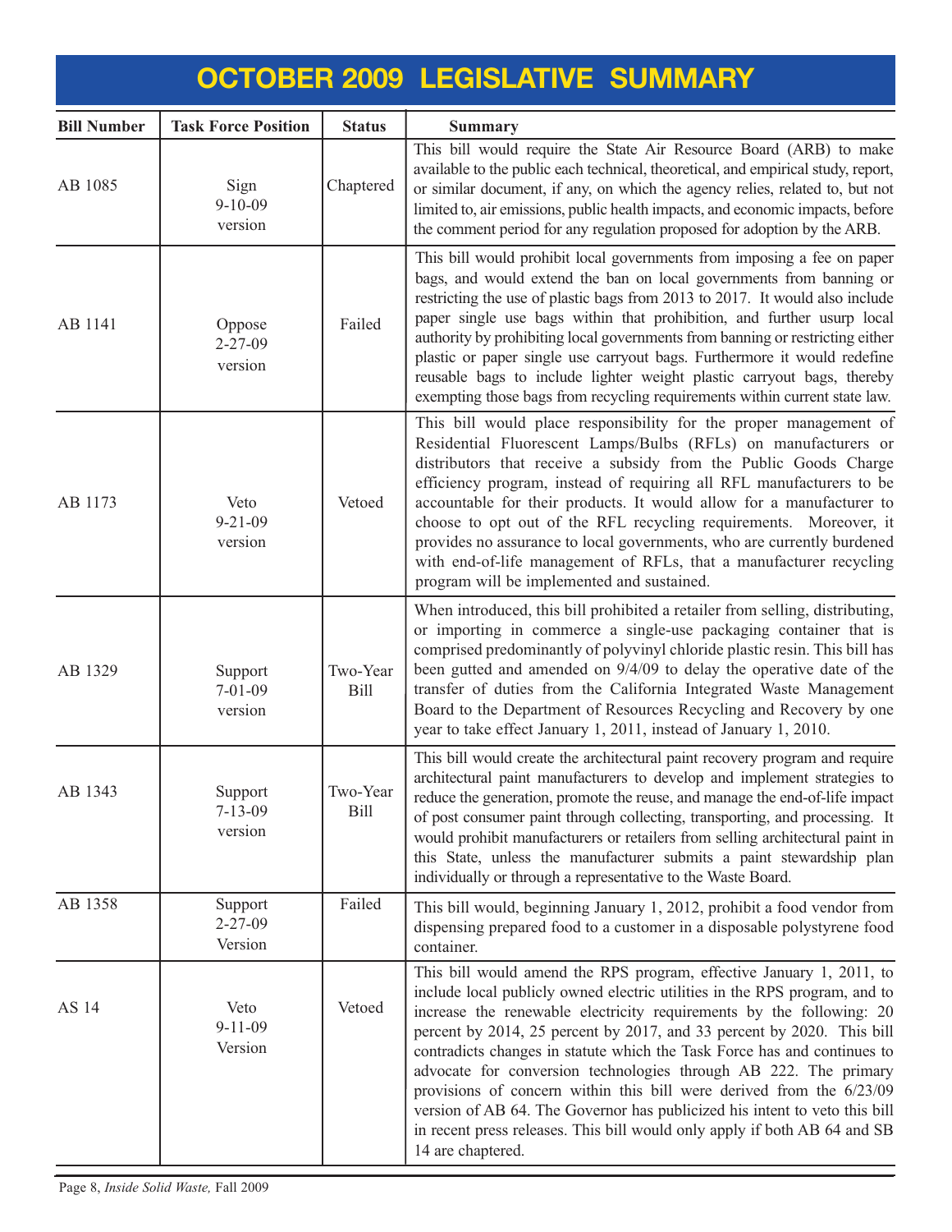# OCTOBER 2009 LEGISLATIVE SUMMARY

| Bill Number | Task Force Position | Status | Summary |
|---|---|---|---|
| AB 1085 | Sign 9-10-09 version | Chaptered | This bill would require the State Air Resource Board (ARB) to make available to the public each technical, theoretical, and empirical study, report, or similar document, if any, on which the agency relies, related to, but not limited to, air emissions, public health impacts, and economic impacts, before the comment period for any regulation proposed for adoption by the ARB. |
| AB 1141 | Oppose 2-27-09 version | Failed | This bill would prohibit local governments from imposing a fee on paper bags, and would extend the ban on local governments from banning or restricting the use of plastic bags from 2013 to 2017. It would also include paper single use bags within that prohibition, and further usurp local authority by prohibiting local governments from banning or restricting either plastic or paper single use carryout bags. Furthermore it would redefine reusable bags to include lighter weight plastic carryout bags, thereby exempting those bags from recycling requirements within current state law. |
| AB 1173 | Veto 9-21-09 version | Vetoed | This bill would place responsibility for the proper management of Residential Fluorescent Lamps/Bulbs (RFLs) on manufacturers or distributors that receive a subsidy from the Public Goods Charge efficiency program, instead of requiring all RFL manufacturers to be accountable for their products. It would allow for a manufacturer to choose to opt out of the RFL recycling requirements. Moreover, it provides no assurance to local governments, who are currently burdened with end-of-life management of RFLs, that a manufacturer recycling program will be implemented and sustained. |
| AB 1329 | Support 7-01-09 version | Two-Year Bill | When introduced, this bill prohibited a retailer from selling, distributing, or importing in commerce a single-use packaging container that is comprised predominantly of polyvinyl chloride plastic resin. This bill has been gutted and amended on 9/4/09 to delay the operative date of the transfer of duties from the California Integrated Waste Management Board to the Department of Resources Recycling and Recovery by one year to take effect January 1, 2011, instead of January 1, 2010. |
| AB 1343 | Support 7-13-09 version | Two-Year Bill | This bill would create the architectural paint recovery program and require architectural paint manufacturers to develop and implement strategies to reduce the generation, promote the reuse, and manage the end-of-life impact of post consumer paint through collecting, transporting, and processing. It would prohibit manufacturers or retailers from selling architectural paint in this State, unless the manufacturer submits a paint stewardship plan individually or through a representative to the Waste Board. |
| AB 1358 | Support 2-27-09 Version | Failed | This bill would, beginning January 1, 2012, prohibit a food vendor from dispensing prepared food to a customer in a disposable polystyrene food container. |
| AS 14 | Veto 9-11-09 Version | Vetoed | This bill would amend the RPS program, effective January 1, 2011, to include local publicly owned electric utilities in the RPS program, and to increase the renewable electricity requirements by the following: 20 percent by 2014, 25 percent by 2017, and 33 percent by 2020. This bill contradicts changes in statute which the Task Force has and continues to advocate for conversion technologies through AB 222. The primary provisions of concern within this bill were derived from the 6/23/09 version of AB 64. The Governor has publicized his intent to veto this bill in recent press releases. This bill would only apply if both AB 64 and SB 14 are chaptered. |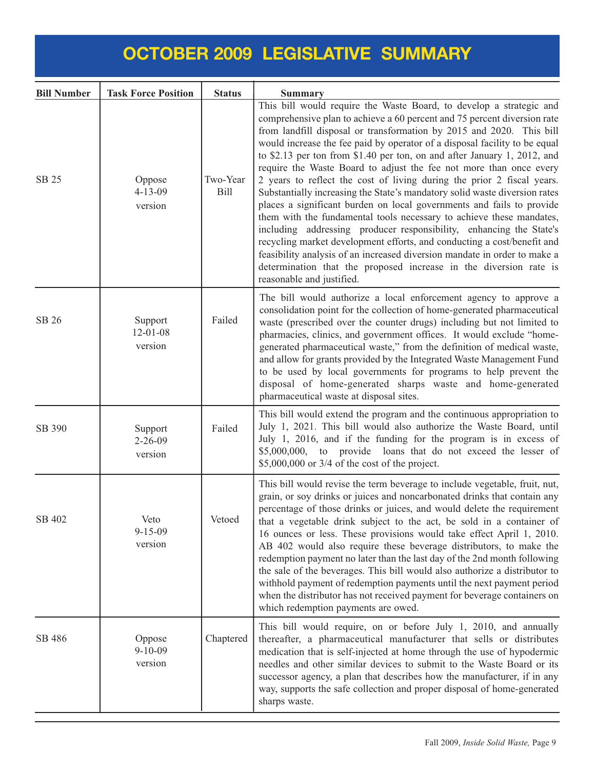# OCTOBER 2009 LEGISLATIVE SUMMARY

| Bill Number | Task Force Position | Status | Summary |
|---|---|---|---|
| SB 25 | Oppose 4-13-09 version | Two-Year Bill | This bill would require the Waste Board, to develop a strategic and comprehensive plan to achieve a 60 percent and 75 percent diversion rate from landfill disposal or transformation by 2015 and 2020. This bill would increase the fee paid by operator of a disposal facility to be equal to $2.13 per ton from $1.40 per ton, on and after January 1, 2012, and require the Waste Board to adjust the fee not more than once every 2 years to reflect the cost of living during the prior 2 fiscal years. Substantially increasing the State's mandatory solid waste diversion rates places a significant burden on local governments and fails to provide them with the fundamental tools necessary to achieve these mandates, including addressing producer responsibility, enhancing the State's recycling market development efforts, and conducting a cost/benefit and feasibility analysis of an increased diversion mandate in order to make a determination that the proposed increase in the diversion rate is reasonable and justified. |
| SB 26 | Support 12-01-08 version | Failed | The bill would authorize a local enforcement agency to approve a consolidation point for the collection of home-generated pharmaceutical waste (prescribed over the counter drugs) including but not limited to pharmacies, clinics, and government offices. It would exclude "home-generated pharmaceutical waste," from the definition of medical waste, and allow for grants provided by the Integrated Waste Management Fund to be used by local governments for programs to help prevent the disposal of home-generated sharps waste and home-generated pharmaceutical waste at disposal sites. |
| SB 390 | Support 2-26-09 version | Failed | This bill would extend the program and the continuous appropriation to July 1, 2021. This bill would also authorize the Waste Board, until July 1, 2016, and if the funding for the program is in excess of $5,000,000, to provide loans that do not exceed the lesser of $5,000,000 or 3/4 of the cost of the project. |
| SB 402 | Veto 9-15-09 version | Vetoed | This bill would revise the term beverage to include vegetable, fruit, nut, grain, or soy drinks or juices and noncarbonated drinks that contain any percentage of those drinks or juices, and would delete the requirement that a vegetable drink subject to the act, be sold in a container of 16 ounces or less. These provisions would take effect April 1, 2010. AB 402 would also require these beverage distributors, to make the redemption payment no later than the last day of the 2nd month following the sale of the beverages. This bill would also authorize a distributor to withhold payment of redemption payments until the next payment period when the distributor has not received payment for beverage containers on which redemption payments are owed. |
| SB 486 | Oppose 9-10-09 version | Chaptered | This bill would require, on or before July 1, 2010, and annually thereafter, a pharmaceutical manufacturer that sells or distributes medication that is self-injected at home through the use of hypodermic needles and other similar devices to submit to the Waste Board or its successor agency, a plan that describes how the manufacturer, if in any way, supports the safe collection and proper disposal of home-generated sharps waste. |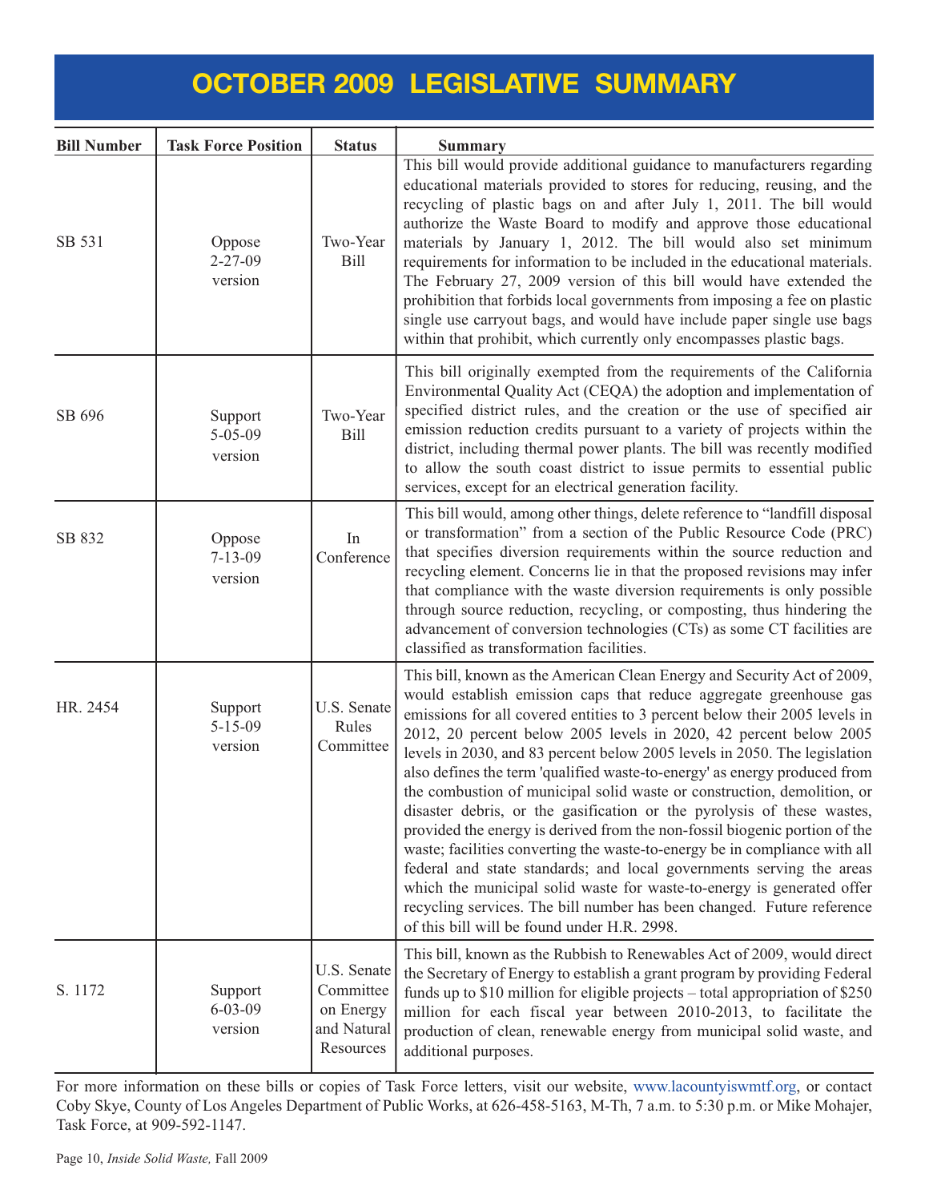# OCTOBER 2009 LEGISLATIVE SUMMARY

| Bill Number | Task Force Position | Status | Summary |
|---|---|---|---|
| SB 531 | Oppose 2-27-09 version | Two-Year Bill | This bill would provide additional guidance to manufacturers regarding educational materials provided to stores for reducing, reusing, and the recycling of plastic bags on and after July 1, 2011. The bill would authorize the Waste Board to modify and approve those educational materials by January 1, 2012. The bill would also set minimum requirements for information to be included in the educational materials. The February 27, 2009 version of this bill would have extended the prohibition that forbids local governments from imposing a fee on plastic single use carryout bags, and would have include paper single use bags within that prohibit, which currently only encompasses plastic bags. |
| SB 696 | Support 5-05-09 version | Two-Year Bill | This bill originally exempted from the requirements of the California Environmental Quality Act (CEQA) the adoption and implementation of specified district rules, and the creation or the use of specified air emission reduction credits pursuant to a variety of projects within the district, including thermal power plants. The bill was recently modified to allow the south coast district to issue permits to essential public services, except for an electrical generation facility. |
| SB 832 | Oppose 7-13-09 version | In Conference | This bill would, among other things, delete reference to "landfill disposal or transformation" from a section of the Public Resource Code (PRC) that specifies diversion requirements within the source reduction and recycling element. Concerns lie in that the proposed revisions may infer that compliance with the waste diversion requirements is only possible through source reduction, recycling, or composting, thus hindering the advancement of conversion technologies (CTs) as some CT facilities are classified as transformation facilities. |
| HR. 2454 | Support 5-15-09 version | U.S. Senate Rules Committee | This bill, known as the American Clean Energy and Security Act of 2009, would establish emission caps that reduce aggregate greenhouse gas emissions for all covered entities to 3 percent below their 2005 levels in 2012, 20 percent below 2005 levels in 2020, 42 percent below 2005 levels in 2030, and 83 percent below 2005 levels in 2050. The legislation also defines the term 'qualified waste-to-energy' as energy produced from the combustion of municipal solid waste or construction, demolition, or disaster debris, or the gasification or the pyrolysis of these wastes, provided the energy is derived from the non-fossil biogenic portion of the waste; facilities converting the waste-to-energy be in compliance with all federal and state standards; and local governments serving the areas which the municipal solid waste for waste-to-energy is generated offer recycling services. The bill number has been changed. Future reference of this bill will be found under H.R. 2998. |
| S. 1172 | Support 6-03-09 version | U.S. Senate Committee on Energy and Natural Resources | This bill, known as the Rubbish to Renewables Act of 2009, would direct the Secretary of Energy to establish a grant program by providing Federal funds up to $10 million for eligible projects – total appropriation of $250 million for each fiscal year between 2010-2013, to facilitate the production of clean, renewable energy from municipal solid waste, and additional purposes. |

For more information on these bills or copies of Task Force letters, visit our website, www.lacountyiswmtf.org, or contact Coby Skye, County of Los Angeles Department of Public Works, at 626-458-5163, M-Th, 7 a.m. to 5:30 p.m. or Mike Mohajer, Task Force, at 909-592-1147.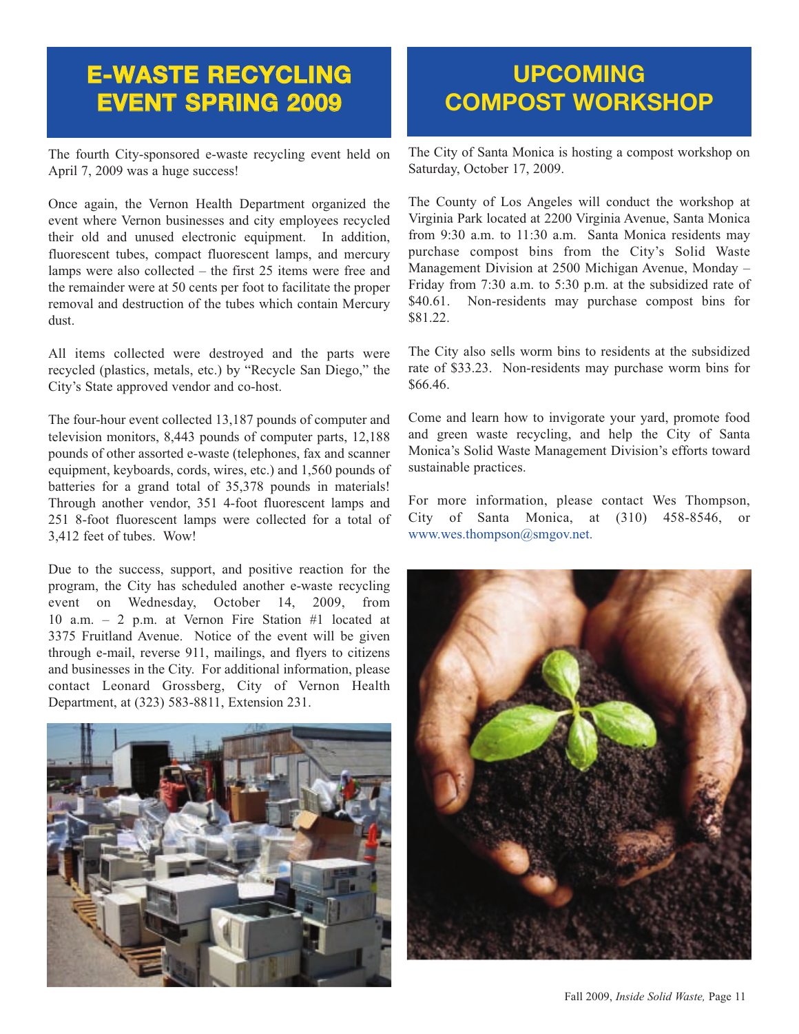## E-WASTE RECYCLING EVENT SPRING 2009

The fourth City-sponsored e-waste recycling event held on April 7, 2009 was a huge success!

Once again, the Vernon Health Department organized the event where Vernon businesses and city employees recycled their old and unused electronic equipment. In addition, fluorescent tubes, compact fluorescent lamps, and mercury lamps were also collected – the first 25 items were free and the remainder were at 50 cents per foot to facilitate the proper removal and destruction of the tubes which contain Mercury dust.

All items collected were destroyed and the parts were recycled (plastics, metals, etc.) by "Recycle San Diego," the City's State approved vendor and co-host.

The four-hour event collected 13,187 pounds of computer and television monitors, 8,443 pounds of computer parts, 12,188 pounds of other assorted e-waste (telephones, fax and scanner equipment, keyboards, cords, wires, etc.) and 1,560 pounds of batteries for a grand total of 35,378 pounds in materials! Through another vendor, 351 4-foot fluorescent lamps and 251 8-foot fluorescent lamps were collected for a total of 3,412 feet of tubes. Wow!

Due to the success, support, and positive reaction for the program, the City has scheduled another e-waste recycling event on Wednesday, October 14, 2009, from 10 a.m. – 2 p.m. at Vernon Fire Station #1 located at 3375 Fruitland Avenue. Notice of the event will be given through e-mail, reverse 911, mailings, and flyers to citizens and businesses in the City. For additional information, please contact Leonard Grossberg, City of Vernon Health Department, at (323) 583-8811, Extension 231.

## UPCOMING COMPOST WORKSHOP

The City of Santa Monica is hosting a compost workshop on Saturday, October 17, 2009.

The County of Los Angeles will conduct the workshop at Virginia Park located at 2200 Virginia Avenue, Santa Monica from 9:30 a.m. to 11:30 a.m. Santa Monica residents may purchase compost bins from the City's Solid Waste Management Division at 2500 Michigan Avenue, Monday – Friday from 7:30 a.m. to 5:30 p.m. at the subsidized rate of $40.61. Non-residents may purchase compost bins for $81.22.

The City also sells worm bins to residents at the subsidized rate of $33.23. Non-residents may purchase worm bins for $66.46.

Come and learn how to invigorate your yard, promote food and green waste recycling, and help the City of Santa Monica's Solid Waste Management Division's efforts toward sustainable practices.

For more information, please contact Wes Thompson, City of Santa Monica, at (310) 458-8546, or www.wes.thompson@smgov.net.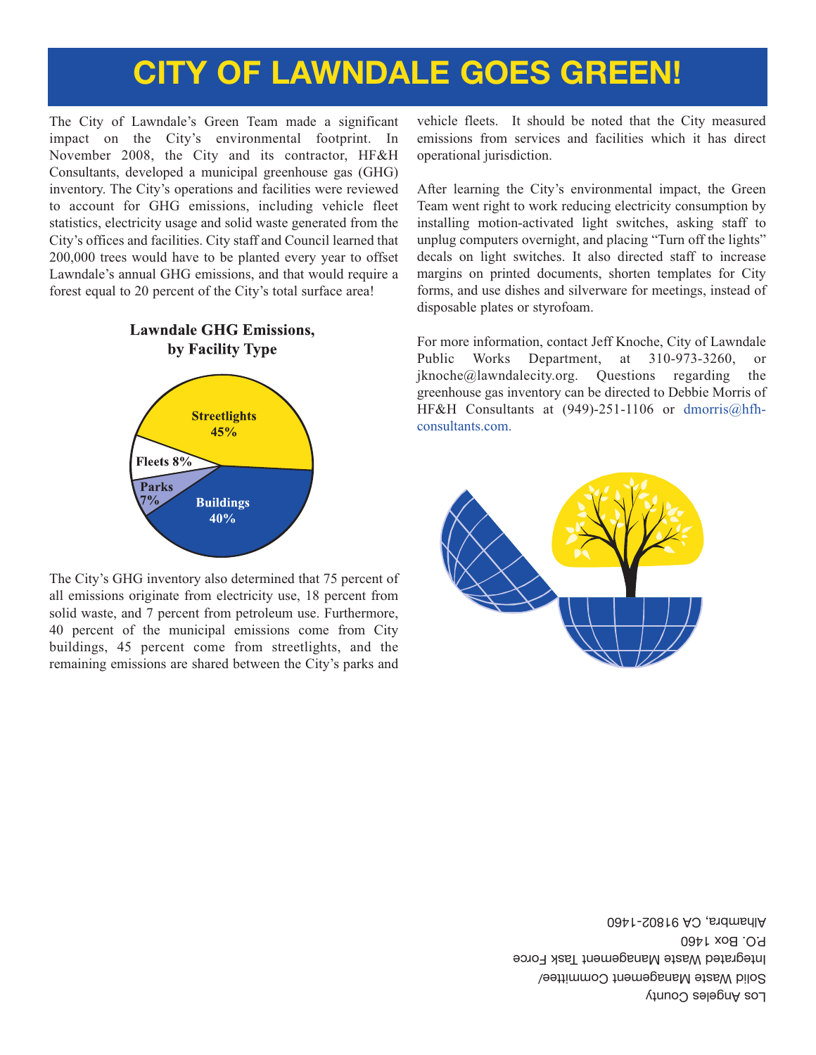# CITY OF LAWNDALE GOES GREEN!

The City of Lawndale's Green Team made a significant impact on the City's environmental footprint. In November 2008, the City and its contractor, HF&H Consultants, developed a municipal greenhouse gas (GHG) inventory. The City's operations and facilities were reviewed to account for GHG emissions, including vehicle fleet statistics, electricity usage and solid waste generated from the City's offices and facilities. City staff and Council learned that 200,000 trees would have to be planted every year to offset Lawndale's annual GHG emissions, and that would require a forest equal to 20 percent of the City's total surface area!

**Lawndale GHG Emissions, by Facility Type**

Streetlights 45%

Fleets 8%

Parks 7%

Buildings 40%

The City's GHG inventory also determined that 75 percent of all emissions originate from electricity use, 18 percent from solid waste, and 7 percent from petroleum use. Furthermore, 40 percent of the municipal emissions come from City buildings, 45 percent come from streetlights, and the remaining emissions are shared between the City's parks and vehicle fleets. It should be noted that the City measured emissions from services and facilities which it has direct operational jurisdiction.

After learning the City's environmental impact, the Green Team went right to work reducing electricity consumption by installing motion-activated light switches, asking staff to unplug computers overnight, and placing "Turn off the lights" decals on light switches. It also directed staff to increase margins on printed documents, shorten templates for City forms, and use dishes and silverware for meetings, instead of disposable plates or styrofoam.

For more information, contact Jeff Knoche, City of Lawndale Public Works Department, at 310-973-3260, or jknoche@lawndalecity.org. Questions regarding the greenhouse gas inventory can be directed to Debbie Morris of HF&H Consultants at (949)-251-1106 or dmorris@hfh-consultants.com.

Los Angeles County
Solid Waste Management Committee/
Integrated Waste Management Task Force
P.O. Box 1460
Alhambra, CA 91802-1460